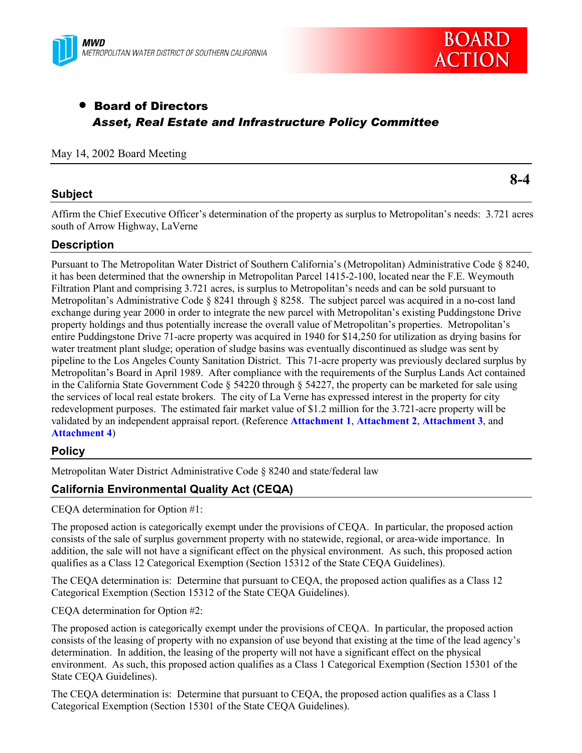MWD
METROPOLITAN WATER DISTRICT OF SOUTHERN CALIFORNIA

BOARD ACTION

- **Board of Directors**
  ***Asset, Real Estate and Infrastructure Policy Committee***

May 14, 2002 Board Meeting

**8-4**

## Subject

Affirm the Chief Executive Officer's determination of the property as surplus to Metropolitan's needs: 3.721 acres south of Arrow Highway, LaVerne

## Description

Pursuant to The Metropolitan Water District of Southern California's (Metropolitan) Administrative Code § 8240, it has been determined that the ownership in Metropolitan Parcel 1415-2-100, located near the F.E. Weymouth Filtration Plant and comprising 3.721 acres, is surplus to Metropolitan's needs and can be sold pursuant to Metropolitan's Administrative Code § 8241 through § 8258. The subject parcel was acquired in a no-cost land exchange during year 2000 in order to integrate the new parcel with Metropolitan's existing Puddingstone Drive property holdings and thus potentially increase the overall value of Metropolitan's properties. Metropolitan's entire Puddingstone Drive 71-acre property was acquired in 1940 for $14,250 for utilization as drying basins for water treatment plant sludge; operation of sludge basins was eventually discontinued as sludge was sent by pipeline to the Los Angeles County Sanitation District. This 71-acre property was previously declared surplus by Metropolitan's Board in April 1989. After compliance with the requirements of the Surplus Lands Act contained in the California State Government Code § 54220 through § 54227, the property can be marketed for sale using the services of local real estate brokers. The city of La Verne has expressed interest in the property for city redevelopment purposes. The estimated fair market value of $1.2 million for the 3.721-acre property will be validated by an independent appraisal report. (Reference **Attachment 1**, **Attachment 2**, **Attachment 3**, and **Attachment 4**)

## Policy

Metropolitan Water District Administrative Code § 8240 and state/federal law

## California Environmental Quality Act (CEQA)

CEQA determination for Option #1:

The proposed action is categorically exempt under the provisions of CEQA. In particular, the proposed action consists of the sale of surplus government property with no statewide, regional, or area-wide importance. In addition, the sale will not have a significant effect on the physical environment. As such, this proposed action qualifies as a Class 12 Categorical Exemption (Section 15312 of the State CEQA Guidelines).

The CEQA determination is: Determine that pursuant to CEQA, the proposed action qualifies as a Class 12 Categorical Exemption (Section 15312 of the State CEQA Guidelines).

CEQA determination for Option #2:

The proposed action is categorically exempt under the provisions of CEQA. In particular, the proposed action consists of the leasing of property with no expansion of use beyond that existing at the time of the lead agency's determination. In addition, the leasing of the property will not have a significant effect on the physical environment. As such, this proposed action qualifies as a Class 1 Categorical Exemption (Section 15301 of the State CEQA Guidelines).

The CEQA determination is: Determine that pursuant to CEQA, the proposed action qualifies as a Class 1 Categorical Exemption (Section 15301 of the State CEQA Guidelines).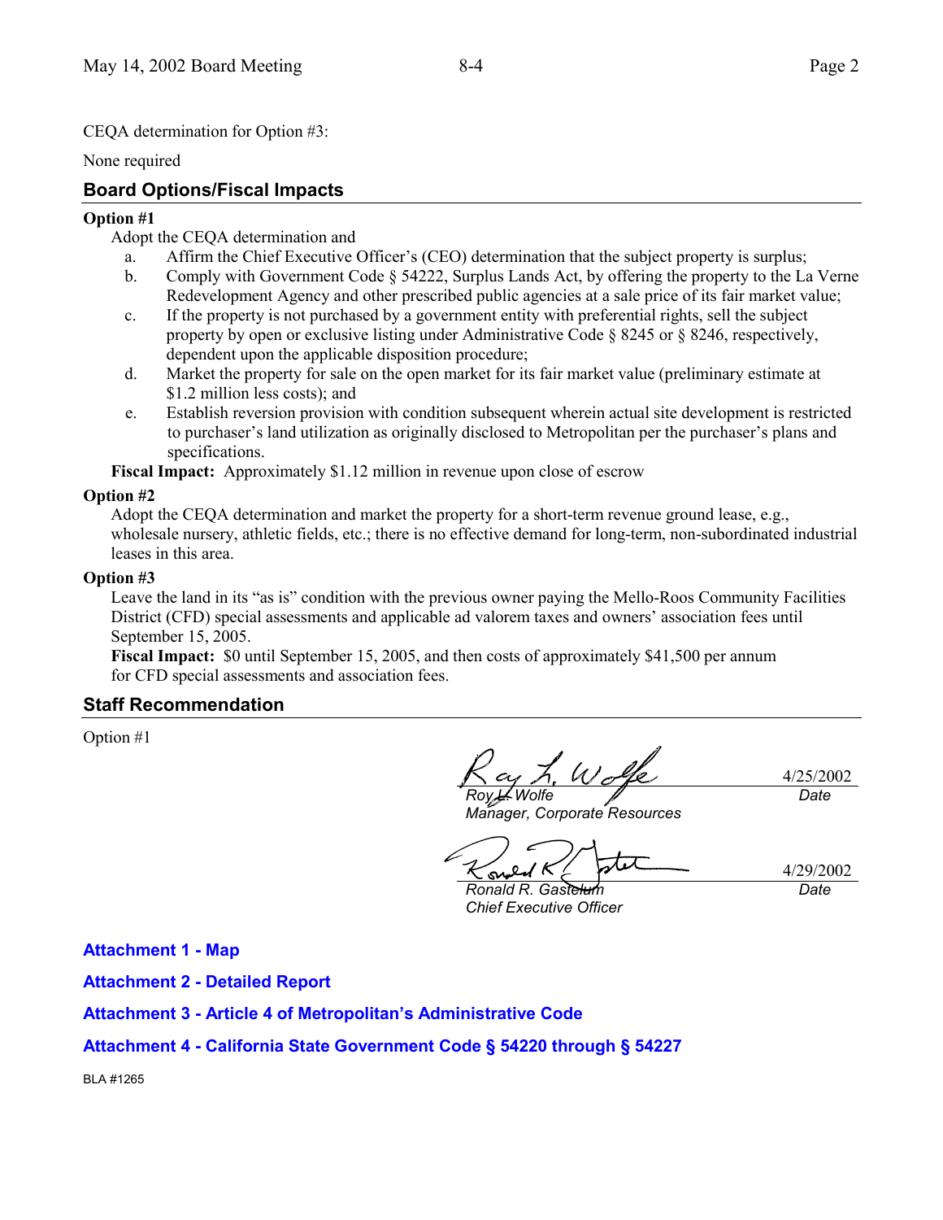CEQA determination for Option #3:

None required

## Board Options/Fiscal Impacts

**Option #1**

Adopt the CEQA determination and

a. Affirm the Chief Executive Officer's (CEO) determination that the subject property is surplus;
b. Comply with Government Code § 54222, Surplus Lands Act, by offering the property to the La Verne Redevelopment Agency and other prescribed public agencies at a sale price of its fair market value;
c. If the property is not purchased by a government entity with preferential rights, sell the subject property by open or exclusive listing under Administrative Code § 8245 or § 8246, respectively, dependent upon the applicable disposition procedure;
d. Market the property for sale on the open market for its fair market value (preliminary estimate at $1.2 million less costs); and
e. Establish reversion provision with condition subsequent wherein actual site development is restricted to purchaser's land utilization as originally disclosed to Metropolitan per the purchaser's plans and specifications.

**Fiscal Impact:** Approximately $1.12 million in revenue upon close of escrow

**Option #2**

Adopt the CEQA determination and market the property for a short-term revenue ground lease, e.g., wholesale nursery, athletic fields, etc.; there is no effective demand for long-term, non-subordinated industrial leases in this area.

**Option #3**

Leave the land in its "as is" condition with the previous owner paying the Mello-Roos Community Facilities District (CFD) special assessments and applicable ad valorem taxes and owners' association fees until September 15, 2005.

**Fiscal Impact:** $0 until September 15, 2005, and then costs of approximately $41,500 per annum for CFD special assessments and association fees.

## Staff Recommendation

Option #1

*Roy L. Wolfe*
*Manager, Corporate Resources*
4/25/2002
*Date*

*Ronald R. Gastelum*
*Chief Executive Officer*
4/29/2002
*Date*

**Attachment 1 - Map**

**Attachment 2 - Detailed Report**

**Attachment 3 - Article 4 of Metropolitan's Administrative Code**

**Attachment 4 - California State Government Code § 54220 through § 54227**

BLA #1265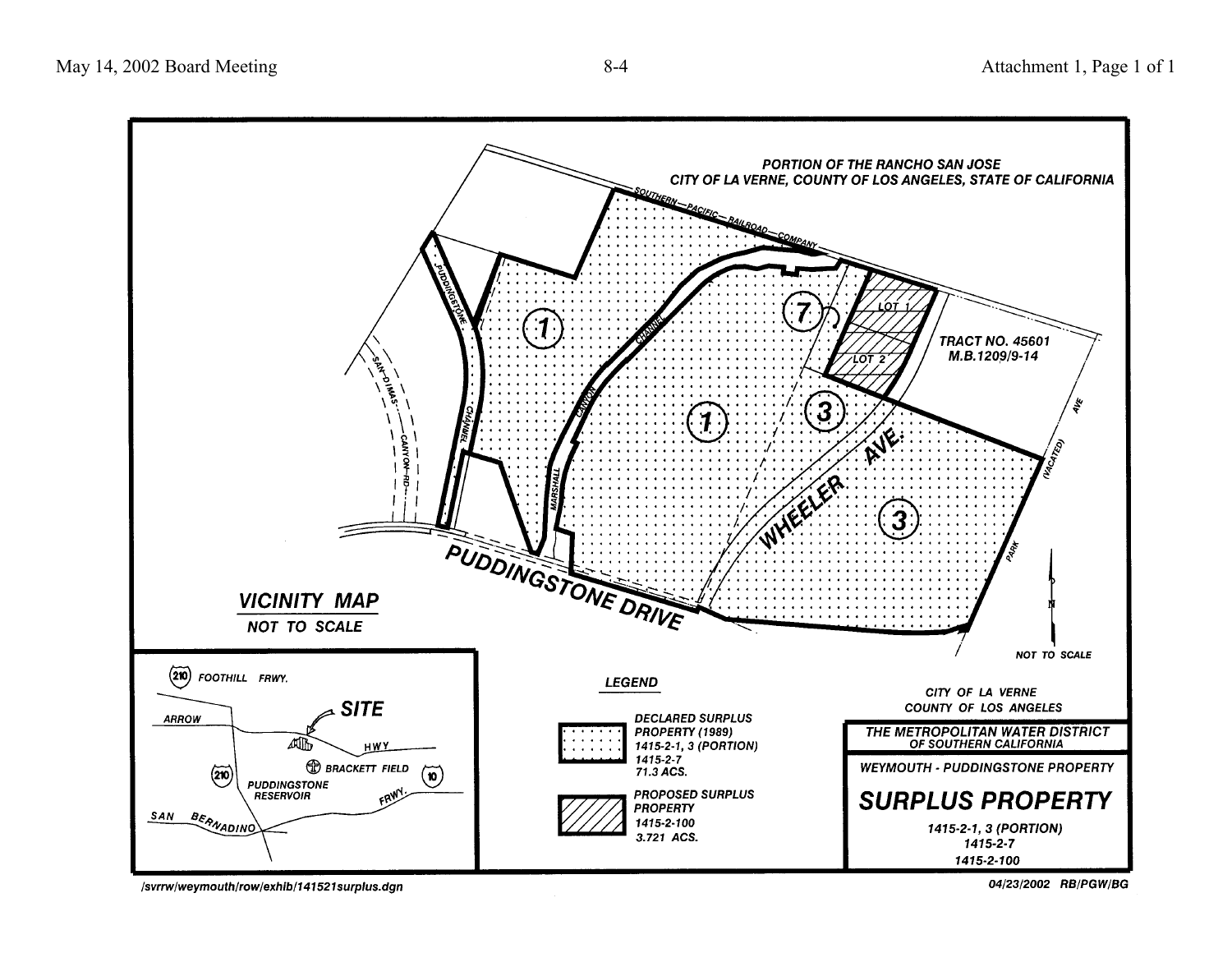PORTION OF THE RANCHO SAN JOSE
CITY OF LA VERNE, COUNTY OF LOS ANGELES, STATE OF CALIFORNIA

SOUTHERN—PACIFIC—RAILROAD—COMPANY

PUDDINGSTONE CHANNEL

SAN DIMAS CANYON RD

MARSHALL CANYON CHANNEL

1

1

7

3

3

LOT 1

LOT 2

TRACT NO. 45601
M.B.1209/9-14

WHEELER AVE.

PARK AVE (VACATED)

PUDDINGSTONE DRIVE

N

NOT TO SCALE

VICINITY MAP
NOT TO SCALE

210 FOOTHILL FRWY.

ARROW HWY

SITE

210

BRACKETT FIELD

10

PUDDINGSTONE RESERVOIR

SAN BERNADINO FRWY.

LEGEND

DECLARED SURPLUS PROPERTY (1989)
1415-2-1, 3 (PORTION)
1415-2-7
71.3 ACS.

PROPOSED SURPLUS PROPERTY
1415-2-100
3.721 ACS.

CITY OF LA VERNE
COUNTY OF LOS ANGELES

THE METROPOLITAN WATER DISTRICT OF SOUTHERN CALIFORNIA

WEYMOUTH - PUDDINGSTONE PROPERTY

SURPLUS PROPERTY

1415-2-1, 3 (PORTION)
1415-2-7
1415-2-100

/svrrw/weymouth/row/exhib/141521surplus.dgn

04/23/2002 RB/PGW/BG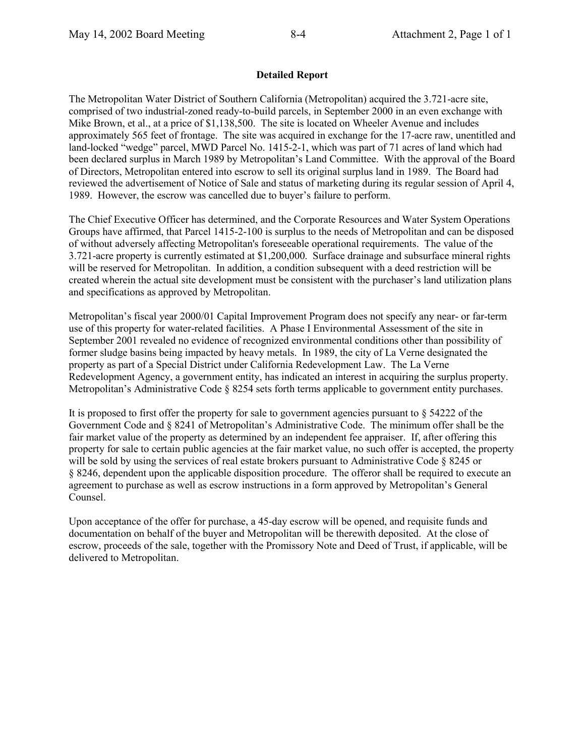**Detailed Report**

The Metropolitan Water District of Southern California (Metropolitan) acquired the 3.721-acre site, comprised of two industrial-zoned ready-to-build parcels, in September 2000 in an even exchange with Mike Brown, et al., at a price of $1,138,500. The site is located on Wheeler Avenue and includes approximately 565 feet of frontage. The site was acquired in exchange for the 17-acre raw, unentitled and land-locked "wedge" parcel, MWD Parcel No. 1415-2-1, which was part of 71 acres of land which had been declared surplus in March 1989 by Metropolitan's Land Committee. With the approval of the Board of Directors, Metropolitan entered into escrow to sell its original surplus land in 1989. The Board had reviewed the advertisement of Notice of Sale and status of marketing during its regular session of April 4, 1989. However, the escrow was cancelled due to buyer's failure to perform.

The Chief Executive Officer has determined, and the Corporate Resources and Water System Operations Groups have affirmed, that Parcel 1415-2-100 is surplus to the needs of Metropolitan and can be disposed of without adversely affecting Metropolitan's foreseeable operational requirements. The value of the 3.721-acre property is currently estimated at $1,200,000. Surface drainage and subsurface mineral rights will be reserved for Metropolitan. In addition, a condition subsequent with a deed restriction will be created wherein the actual site development must be consistent with the purchaser's land utilization plans and specifications as approved by Metropolitan.

Metropolitan's fiscal year 2000/01 Capital Improvement Program does not specify any near- or far-term use of this property for water-related facilities. A Phase I Environmental Assessment of the site in September 2001 revealed no evidence of recognized environmental conditions other than possibility of former sludge basins being impacted by heavy metals. In 1989, the city of La Verne designated the property as part of a Special District under California Redevelopment Law. The La Verne Redevelopment Agency, a government entity, has indicated an interest in acquiring the surplus property. Metropolitan's Administrative Code § 8254 sets forth terms applicable to government entity purchases.

It is proposed to first offer the property for sale to government agencies pursuant to § 54222 of the Government Code and § 8241 of Metropolitan's Administrative Code. The minimum offer shall be the fair market value of the property as determined by an independent fee appraiser. If, after offering this property for sale to certain public agencies at the fair market value, no such offer is accepted, the property will be sold by using the services of real estate brokers pursuant to Administrative Code § 8245 or § 8246, dependent upon the applicable disposition procedure. The offeror shall be required to execute an agreement to purchase as well as escrow instructions in a form approved by Metropolitan's General Counsel.

Upon acceptance of the offer for purchase, a 45-day escrow will be opened, and requisite funds and documentation on behalf of the buyer and Metropolitan will be therewith deposited. At the close of escrow, proceeds of the sale, together with the Promissory Note and Deed of Trust, if applicable, will be delivered to Metropolitan.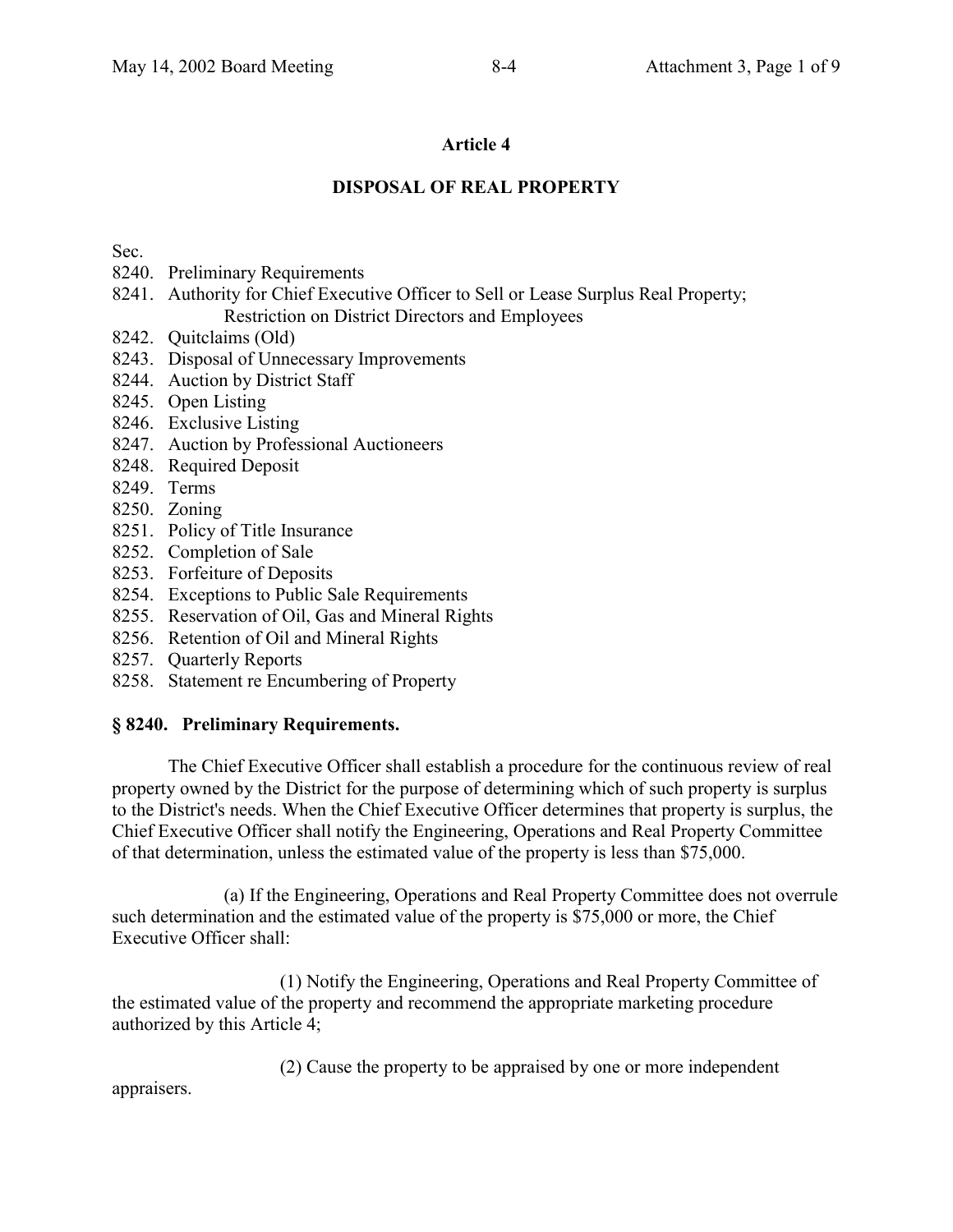**Article 4**

**DISPOSAL OF REAL PROPERTY**

Sec.

8240. Preliminary Requirements
8241. Authority for Chief Executive Officer to Sell or Lease Surplus Real Property; Restriction on District Directors and Employees
8242. Quitclaims (Old)
8243. Disposal of Unnecessary Improvements
8244. Auction by District Staff
8245. Open Listing
8246. Exclusive Listing
8247. Auction by Professional Auctioneers
8248. Required Deposit
8249. Terms
8250. Zoning
8251. Policy of Title Insurance
8252. Completion of Sale
8253. Forfeiture of Deposits
8254. Exceptions to Public Sale Requirements
8255. Reservation of Oil, Gas and Mineral Rights
8256. Retention of Oil and Mineral Rights
8257. Quarterly Reports
8258. Statement re Encumbering of Property

**§ 8240. Preliminary Requirements.**

The Chief Executive Officer shall establish a procedure for the continuous review of real property owned by the District for the purpose of determining which of such property is surplus to the District's needs. When the Chief Executive Officer determines that property is surplus, the Chief Executive Officer shall notify the Engineering, Operations and Real Property Committee of that determination, unless the estimated value of the property is less than $75,000.

(a) If the Engineering, Operations and Real Property Committee does not overrule such determination and the estimated value of the property is $75,000 or more, the Chief Executive Officer shall:

(1) Notify the Engineering, Operations and Real Property Committee of the estimated value of the property and recommend the appropriate marketing procedure authorized by this Article 4;

(2) Cause the property to be appraised by one or more independent appraisers.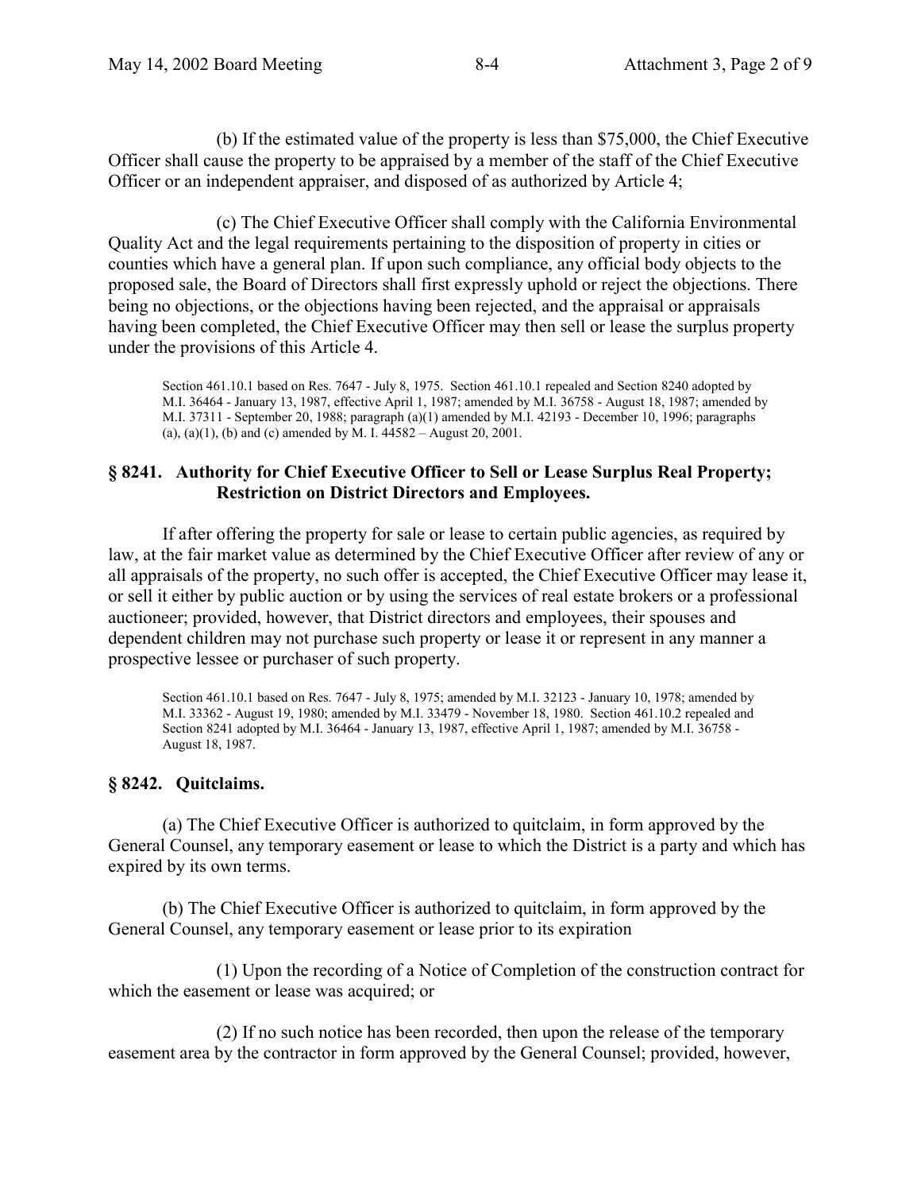(b) If the estimated value of the property is less than $75,000, the Chief Executive Officer shall cause the property to be appraised by a member of the staff of the Chief Executive Officer or an independent appraiser, and disposed of as authorized by Article 4;

(c) The Chief Executive Officer shall comply with the California Environmental Quality Act and the legal requirements pertaining to the disposition of property in cities or counties which have a general plan. If upon such compliance, any official body objects to the proposed sale, the Board of Directors shall first expressly uphold or reject the objections. There being no objections, or the objections having been rejected, and the appraisal or appraisals having been completed, the Chief Executive Officer may then sell or lease the surplus property under the provisions of this Article 4.

Section 461.10.1 based on Res. 7647 - July 8, 1975. Section 461.10.1 repealed and Section 8240 adopted by M.I. 36464 - January 13, 1987, effective April 1, 1987; amended by M.I. 36758 - August 18, 1987; amended by M.I. 37311 - September 20, 1988; paragraph (a)(1) amended by M.I. 42193 - December 10, 1996; paragraphs (a), (a)(1), (b) and (c) amended by M. I. 44582 – August 20, 2001.

### § 8241. Authority for Chief Executive Officer to Sell or Lease Surplus Real Property; Restriction on District Directors and Employees.

If after offering the property for sale or lease to certain public agencies, as required by law, at the fair market value as determined by the Chief Executive Officer after review of any or all appraisals of the property, no such offer is accepted, the Chief Executive Officer may lease it, or sell it either by public auction or by using the services of real estate brokers or a professional auctioneer; provided, however, that District directors and employees, their spouses and dependent children may not purchase such property or lease it or represent in any manner a prospective lessee or purchaser of such property.

Section 461.10.1 based on Res. 7647 - July 8, 1975; amended by M.I. 32123 - January 10, 1978; amended by M.I. 33362 - August 19, 1980; amended by M.I. 33479 - November 18, 1980. Section 461.10.2 repealed and Section 8241 adopted by M.I. 36464 - January 13, 1987, effective April 1, 1987; amended by M.I. 36758 - August 18, 1987.

### § 8242. Quitclaims.

(a) The Chief Executive Officer is authorized to quitclaim, in form approved by the General Counsel, any temporary easement or lease to which the District is a party and which has expired by its own terms.

(b) The Chief Executive Officer is authorized to quitclaim, in form approved by the General Counsel, any temporary easement or lease prior to its expiration

(1) Upon the recording of a Notice of Completion of the construction contract for which the easement or lease was acquired; or

(2) If no such notice has been recorded, then upon the release of the temporary easement area by the contractor in form approved by the General Counsel; provided, however,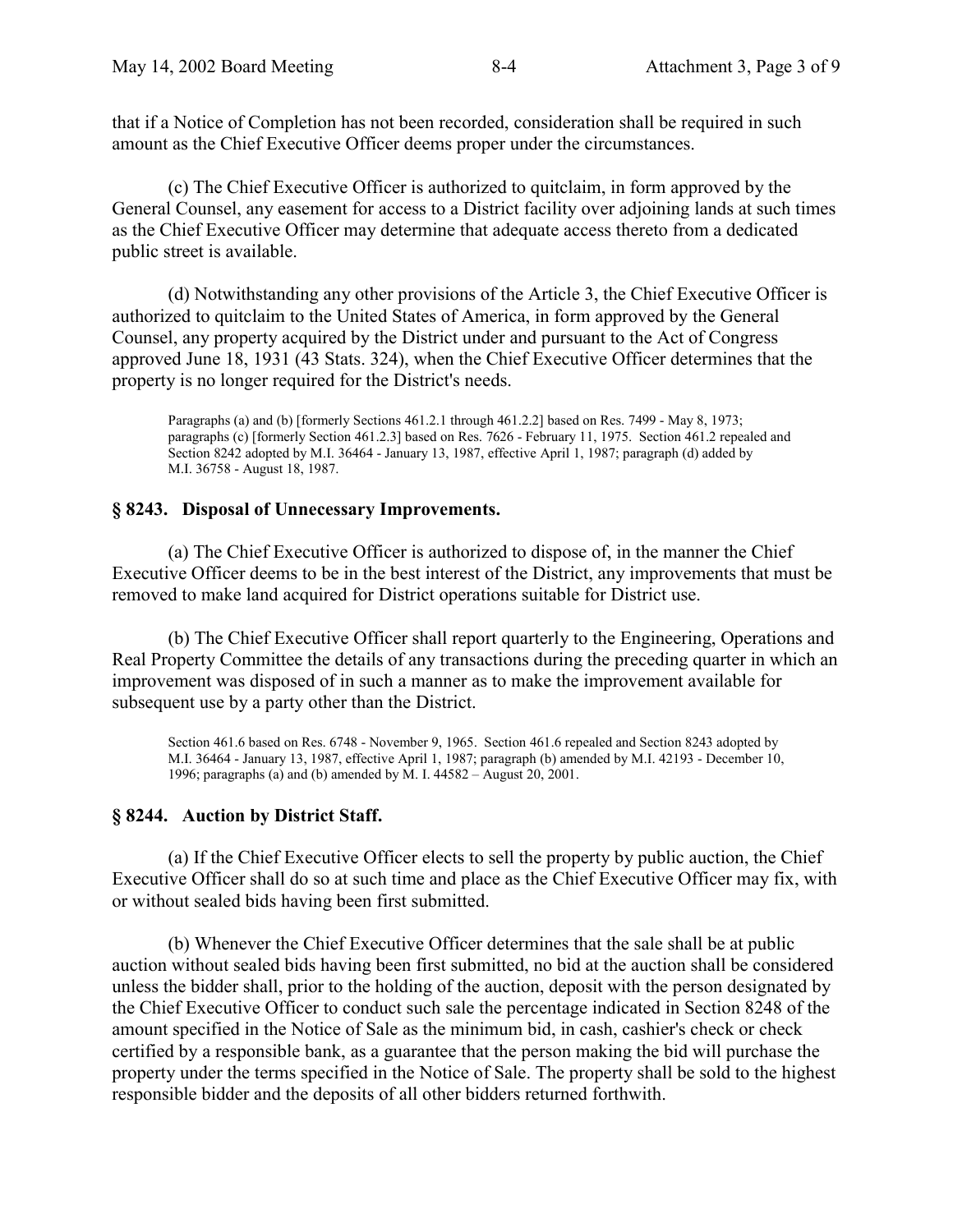that if a Notice of Completion has not been recorded, consideration shall be required in such amount as the Chief Executive Officer deems proper under the circumstances.

(c) The Chief Executive Officer is authorized to quitclaim, in form approved by the General Counsel, any easement for access to a District facility over adjoining lands at such times as the Chief Executive Officer may determine that adequate access thereto from a dedicated public street is available.

(d) Notwithstanding any other provisions of the Article 3, the Chief Executive Officer is authorized to quitclaim to the United States of America, in form approved by the General Counsel, any property acquired by the District under and pursuant to the Act of Congress approved June 18, 1931 (43 Stats. 324), when the Chief Executive Officer determines that the property is no longer required for the District's needs.

Paragraphs (a) and (b) [formerly Sections 461.2.1 through 461.2.2] based on Res. 7499 - May 8, 1973; paragraphs (c) [formerly Section 461.2.3] based on Res. 7626 - February 11, 1975. Section 461.2 repealed and Section 8242 adopted by M.I. 36464 - January 13, 1987, effective April 1, 1987; paragraph (d) added by M.I. 36758 - August 18, 1987.

### § 8243. Disposal of Unnecessary Improvements.

(a) The Chief Executive Officer is authorized to dispose of, in the manner the Chief Executive Officer deems to be in the best interest of the District, any improvements that must be removed to make land acquired for District operations suitable for District use.

(b) The Chief Executive Officer shall report quarterly to the Engineering, Operations and Real Property Committee the details of any transactions during the preceding quarter in which an improvement was disposed of in such a manner as to make the improvement available for subsequent use by a party other than the District.

Section 461.6 based on Res. 6748 - November 9, 1965. Section 461.6 repealed and Section 8243 adopted by M.I. 36464 - January 13, 1987, effective April 1, 1987; paragraph (b) amended by M.I. 42193 - December 10, 1996; paragraphs (a) and (b) amended by M. I. 44582 – August 20, 2001.

### § 8244. Auction by District Staff.

(a) If the Chief Executive Officer elects to sell the property by public auction, the Chief Executive Officer shall do so at such time and place as the Chief Executive Officer may fix, with or without sealed bids having been first submitted.

(b) Whenever the Chief Executive Officer determines that the sale shall be at public auction without sealed bids having been first submitted, no bid at the auction shall be considered unless the bidder shall, prior to the holding of the auction, deposit with the person designated by the Chief Executive Officer to conduct such sale the percentage indicated in Section 8248 of the amount specified in the Notice of Sale as the minimum bid, in cash, cashier's check or check certified by a responsible bank, as a guarantee that the person making the bid will purchase the property under the terms specified in the Notice of Sale. The property shall be sold to the highest responsible bidder and the deposits of all other bidders returned forthwith.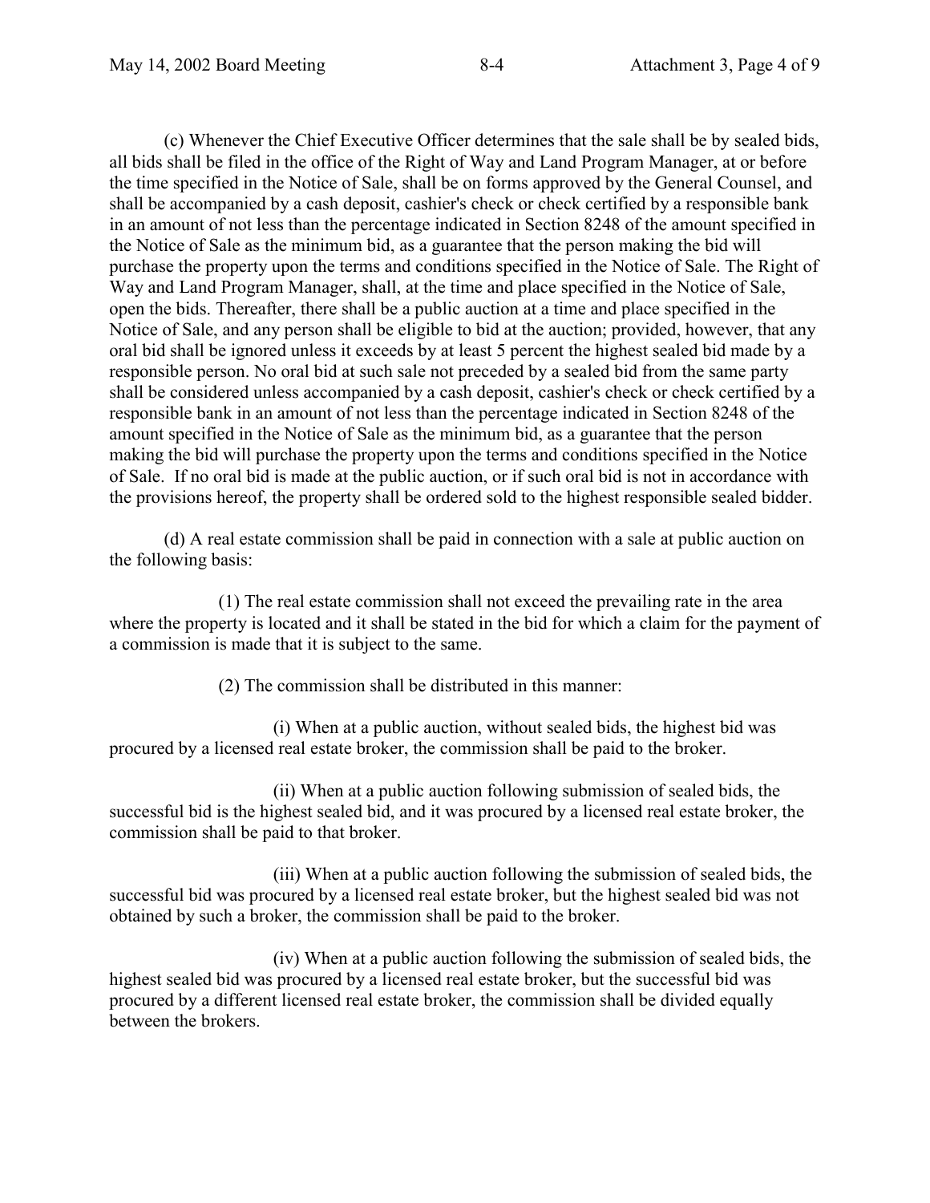(c) Whenever the Chief Executive Officer determines that the sale shall be by sealed bids, all bids shall be filed in the office of the Right of Way and Land Program Manager, at or before the time specified in the Notice of Sale, shall be on forms approved by the General Counsel, and shall be accompanied by a cash deposit, cashier's check or check certified by a responsible bank in an amount of not less than the percentage indicated in Section 8248 of the amount specified in the Notice of Sale as the minimum bid, as a guarantee that the person making the bid will purchase the property upon the terms and conditions specified in the Notice of Sale. The Right of Way and Land Program Manager, shall, at the time and place specified in the Notice of Sale, open the bids. Thereafter, there shall be a public auction at a time and place specified in the Notice of Sale, and any person shall be eligible to bid at the auction; provided, however, that any oral bid shall be ignored unless it exceeds by at least 5 percent the highest sealed bid made by a responsible person. No oral bid at such sale not preceded by a sealed bid from the same party shall be considered unless accompanied by a cash deposit, cashier's check or check certified by a responsible bank in an amount of not less than the percentage indicated in Section 8248 of the amount specified in the Notice of Sale as the minimum bid, as a guarantee that the person making the bid will purchase the property upon the terms and conditions specified in the Notice of Sale. If no oral bid is made at the public auction, or if such oral bid is not in accordance with the provisions hereof, the property shall be ordered sold to the highest responsible sealed bidder.

(d) A real estate commission shall be paid in connection with a sale at public auction on the following basis:

(1) The real estate commission shall not exceed the prevailing rate in the area where the property is located and it shall be stated in the bid for which a claim for the payment of a commission is made that it is subject to the same.

(2) The commission shall be distributed in this manner:

(i) When at a public auction, without sealed bids, the highest bid was procured by a licensed real estate broker, the commission shall be paid to the broker.

(ii) When at a public auction following submission of sealed bids, the successful bid is the highest sealed bid, and it was procured by a licensed real estate broker, the commission shall be paid to that broker.

(iii) When at a public auction following the submission of sealed bids, the successful bid was procured by a licensed real estate broker, but the highest sealed bid was not obtained by such a broker, the commission shall be paid to the broker.

(iv) When at a public auction following the submission of sealed bids, the highest sealed bid was procured by a licensed real estate broker, but the successful bid was procured by a different licensed real estate broker, the commission shall be divided equally between the brokers.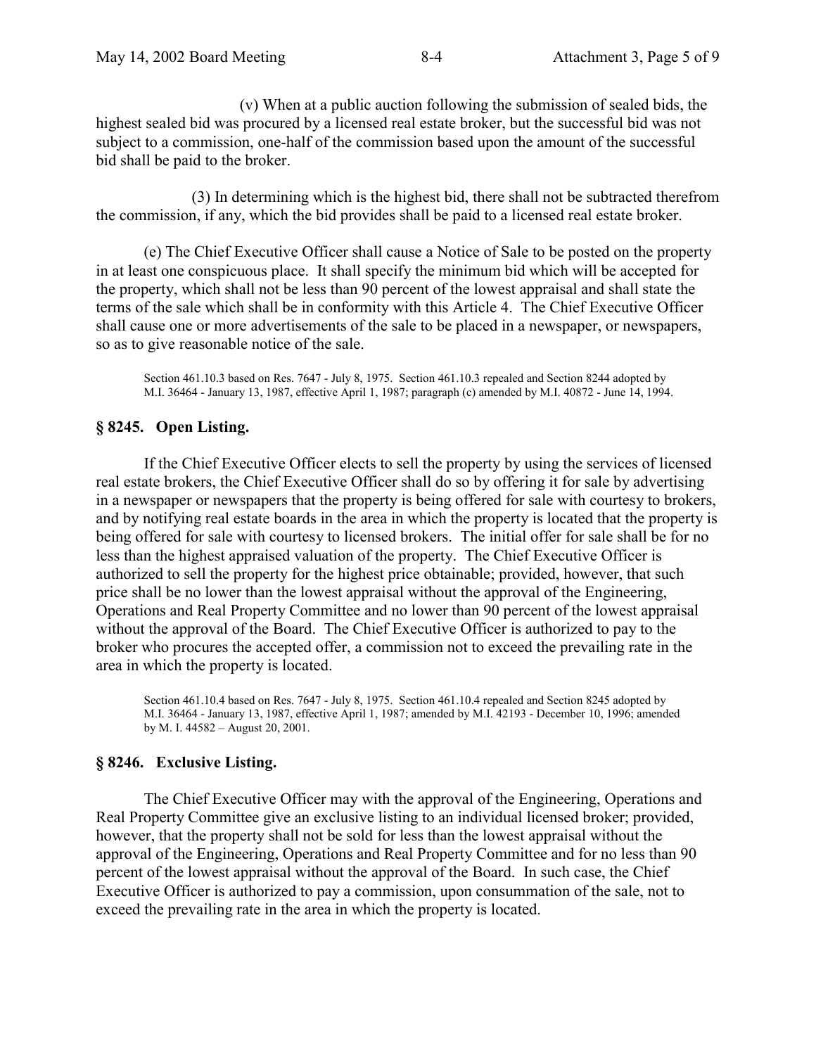(v) When at a public auction following the submission of sealed bids, the highest sealed bid was procured by a licensed real estate broker, but the successful bid was not subject to a commission, one-half of the commission based upon the amount of the successful bid shall be paid to the broker.

(3) In determining which is the highest bid, there shall not be subtracted therefrom the commission, if any, which the bid provides shall be paid to a licensed real estate broker.

(e) The Chief Executive Officer shall cause a Notice of Sale to be posted on the property in at least one conspicuous place. It shall specify the minimum bid which will be accepted for the property, which shall not be less than 90 percent of the lowest appraisal and shall state the terms of the sale which shall be in conformity with this Article 4. The Chief Executive Officer shall cause one or more advertisements of the sale to be placed in a newspaper, or newspapers, so as to give reasonable notice of the sale.

Section 461.10.3 based on Res. 7647 - July 8, 1975. Section 461.10.3 repealed and Section 8244 adopted by M.I. 36464 - January 13, 1987, effective April 1, 1987; paragraph (c) amended by M.I. 40872 - June 14, 1994.

### § 8245. Open Listing.

If the Chief Executive Officer elects to sell the property by using the services of licensed real estate brokers, the Chief Executive Officer shall do so by offering it for sale by advertising in a newspaper or newspapers that the property is being offered for sale with courtesy to brokers, and by notifying real estate boards in the area in which the property is located that the property is being offered for sale with courtesy to licensed brokers. The initial offer for sale shall be for no less than the highest appraised valuation of the property. The Chief Executive Officer is authorized to sell the property for the highest price obtainable; provided, however, that such price shall be no lower than the lowest appraisal without the approval of the Engineering, Operations and Real Property Committee and no lower than 90 percent of the lowest appraisal without the approval of the Board. The Chief Executive Officer is authorized to pay to the broker who procures the accepted offer, a commission not to exceed the prevailing rate in the area in which the property is located.

Section 461.10.4 based on Res. 7647 - July 8, 1975. Section 461.10.4 repealed and Section 8245 adopted by M.I. 36464 - January 13, 1987, effective April 1, 1987; amended by M.I. 42193 - December 10, 1996; amended by M. I. 44582 – August 20, 2001.

### § 8246. Exclusive Listing.

The Chief Executive Officer may with the approval of the Engineering, Operations and Real Property Committee give an exclusive listing to an individual licensed broker; provided, however, that the property shall not be sold for less than the lowest appraisal without the approval of the Engineering, Operations and Real Property Committee and for no less than 90 percent of the lowest appraisal without the approval of the Board. In such case, the Chief Executive Officer is authorized to pay a commission, upon consummation of the sale, not to exceed the prevailing rate in the area in which the property is located.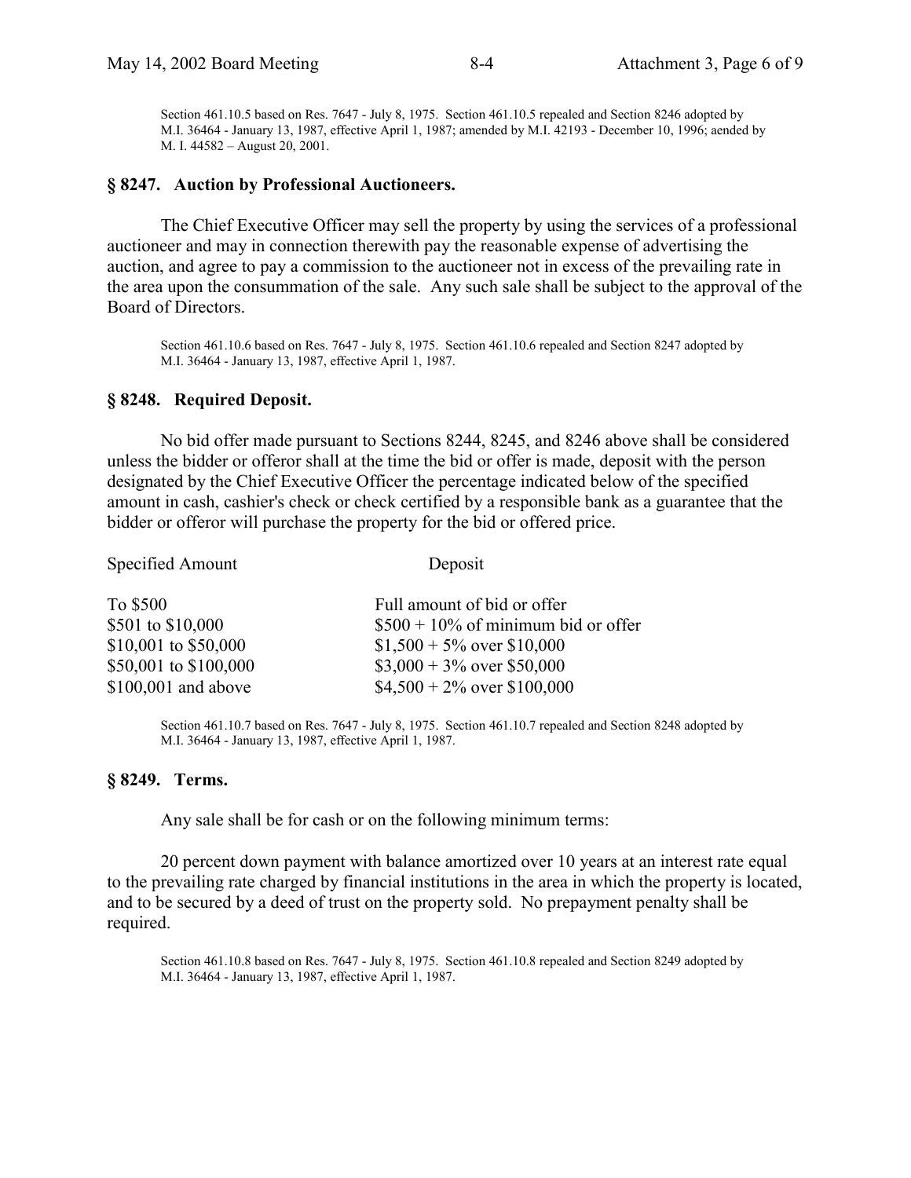Section 461.10.5 based on Res. 7647 - July 8, 1975. Section 461.10.5 repealed and Section 8246 adopted by M.I. 36464 - January 13, 1987, effective April 1, 1987; amended by M.I. 42193 - December 10, 1996; aended by M. I. 44582 – August 20, 2001.

### § 8247. Auction by Professional Auctioneers.

The Chief Executive Officer may sell the property by using the services of a professional auctioneer and may in connection therewith pay the reasonable expense of advertising the auction, and agree to pay a commission to the auctioneer not in excess of the prevailing rate in the area upon the consummation of the sale. Any such sale shall be subject to the approval of the Board of Directors.

Section 461.10.6 based on Res. 7647 - July 8, 1975. Section 461.10.6 repealed and Section 8247 adopted by M.I. 36464 - January 13, 1987, effective April 1, 1987.

### § 8248. Required Deposit.

No bid offer made pursuant to Sections 8244, 8245, and 8246 above shall be considered unless the bidder or offeror shall at the time the bid or offer is made, deposit with the person designated by the Chief Executive Officer the percentage indicated below of the specified amount in cash, cashier's check or check certified by a responsible bank as a guarantee that the bidder or offeror will purchase the property for the bid or offered price.

| Specified Amount | Deposit |
|---|---|
| To \$500 | Full amount of bid or offer |
| \$501 to \$10,000 | \$500 + 10% of minimum bid or offer |
| \$10,001 to \$50,000 | \$1,500 + 5% over \$10,000 |
| \$50,001 to \$100,000 | \$3,000 + 3% over \$50,000 |
| \$100,001 and above | \$4,500 + 2% over \$100,000 |

Section 461.10.7 based on Res. 7647 - July 8, 1975. Section 461.10.7 repealed and Section 8248 adopted by M.I. 36464 - January 13, 1987, effective April 1, 1987.

### § 8249. Terms.

Any sale shall be for cash or on the following minimum terms:

20 percent down payment with balance amortized over 10 years at an interest rate equal to the prevailing rate charged by financial institutions in the area in which the property is located, and to be secured by a deed of trust on the property sold. No prepayment penalty shall be required.

Section 461.10.8 based on Res. 7647 - July 8, 1975. Section 461.10.8 repealed and Section 8249 adopted by M.I. 36464 - January 13, 1987, effective April 1, 1987.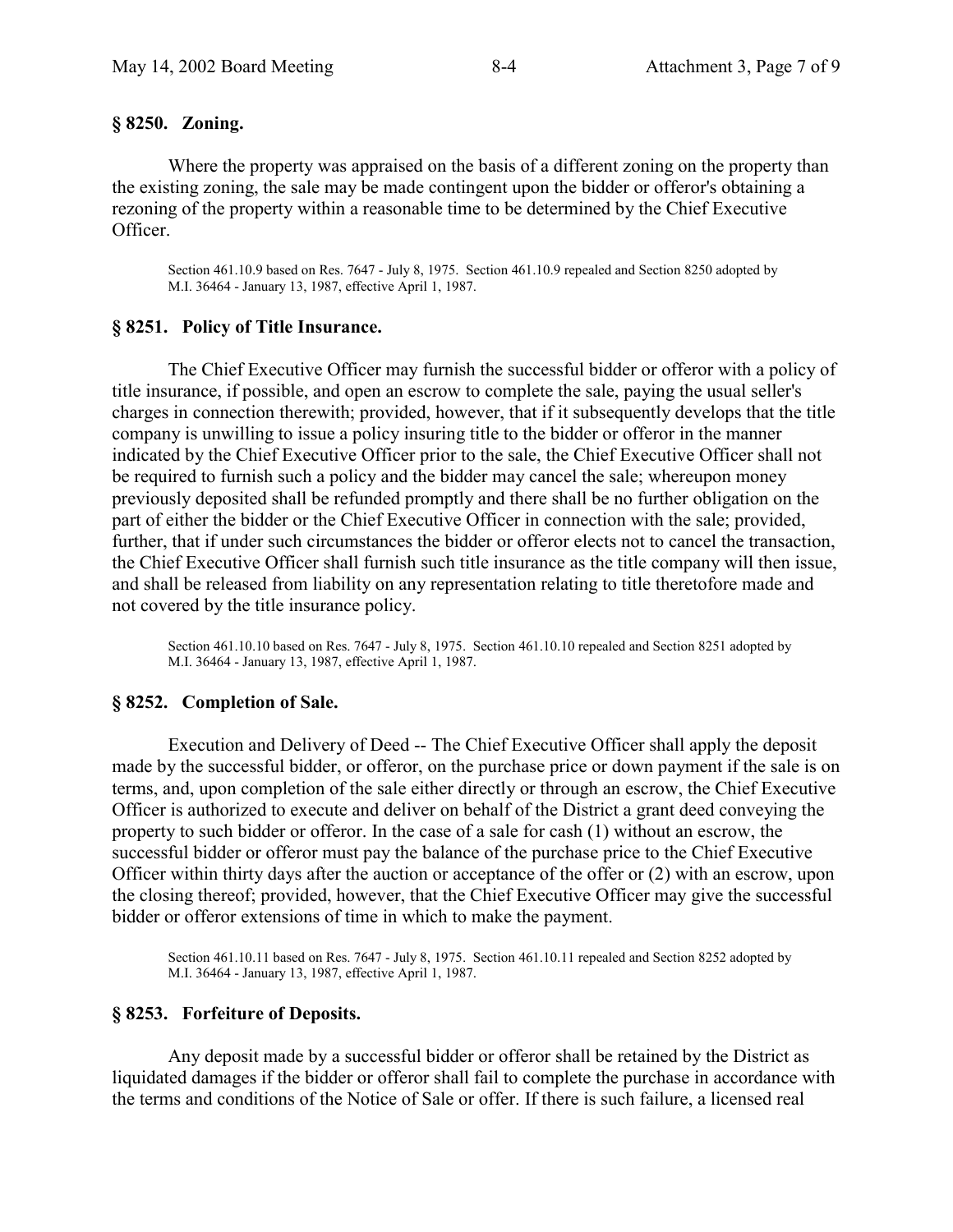## § 8250. Zoning.

Where the property was appraised on the basis of a different zoning on the property than the existing zoning, the sale may be made contingent upon the bidder or offeror's obtaining a rezoning of the property within a reasonable time to be determined by the Chief Executive Officer.

Section 461.10.9 based on Res. 7647 - July 8, 1975. Section 461.10.9 repealed and Section 8250 adopted by M.I. 36464 - January 13, 1987, effective April 1, 1987.

## § 8251. Policy of Title Insurance.

The Chief Executive Officer may furnish the successful bidder or offeror with a policy of title insurance, if possible, and open an escrow to complete the sale, paying the usual seller's charges in connection therewith; provided, however, that if it subsequently develops that the title company is unwilling to issue a policy insuring title to the bidder or offeror in the manner indicated by the Chief Executive Officer prior to the sale, the Chief Executive Officer shall not be required to furnish such a policy and the bidder may cancel the sale; whereupon money previously deposited shall be refunded promptly and there shall be no further obligation on the part of either the bidder or the Chief Executive Officer in connection with the sale; provided, further, that if under such circumstances the bidder or offeror elects not to cancel the transaction, the Chief Executive Officer shall furnish such title insurance as the title company will then issue, and shall be released from liability on any representation relating to title theretofore made and not covered by the title insurance policy.

Section 461.10.10 based on Res. 7647 - July 8, 1975. Section 461.10.10 repealed and Section 8251 adopted by M.I. 36464 - January 13, 1987, effective April 1, 1987.

## § 8252. Completion of Sale.

Execution and Delivery of Deed -- The Chief Executive Officer shall apply the deposit made by the successful bidder, or offeror, on the purchase price or down payment if the sale is on terms, and, upon completion of the sale either directly or through an escrow, the Chief Executive Officer is authorized to execute and deliver on behalf of the District a grant deed conveying the property to such bidder or offeror. In the case of a sale for cash (1) without an escrow, the successful bidder or offeror must pay the balance of the purchase price to the Chief Executive Officer within thirty days after the auction or acceptance of the offer or (2) with an escrow, upon the closing thereof; provided, however, that the Chief Executive Officer may give the successful bidder or offeror extensions of time in which to make the payment.

Section 461.10.11 based on Res. 7647 - July 8, 1975. Section 461.10.11 repealed and Section 8252 adopted by M.I. 36464 - January 13, 1987, effective April 1, 1987.

## § 8253. Forfeiture of Deposits.

Any deposit made by a successful bidder or offeror shall be retained by the District as liquidated damages if the bidder or offeror shall fail to complete the purchase in accordance with the terms and conditions of the Notice of Sale or offer. If there is such failure, a licensed real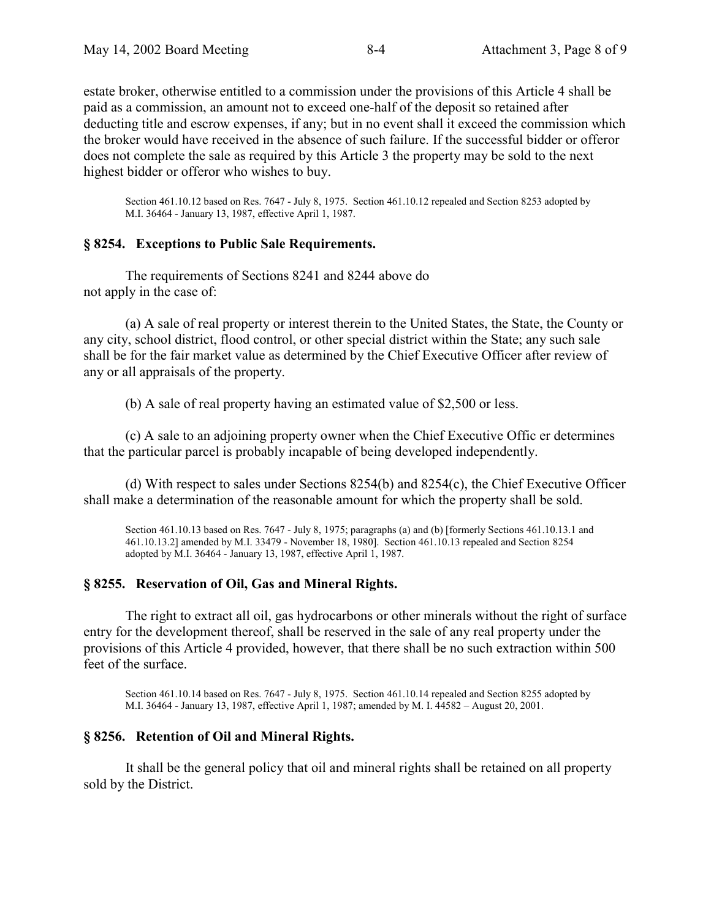estate broker, otherwise entitled to a commission under the provisions of this Article 4 shall be paid as a commission, an amount not to exceed one-half of the deposit so retained after deducting title and escrow expenses, if any; but in no event shall it exceed the commission which the broker would have received in the absence of such failure. If the successful bidder or offeror does not complete the sale as required by this Article 3 the property may be sold to the next highest bidder or offeror who wishes to buy.

Section 461.10.12 based on Res. 7647 - July 8, 1975. Section 461.10.12 repealed and Section 8253 adopted by M.I. 36464 - January 13, 1987, effective April 1, 1987.

### § 8254. Exceptions to Public Sale Requirements.

The requirements of Sections 8241 and 8244 above do not apply in the case of:

(a) A sale of real property or interest therein to the United States, the State, the County or any city, school district, flood control, or other special district within the State; any such sale shall be for the fair market value as determined by the Chief Executive Officer after review of any or all appraisals of the property.

(b) A sale of real property having an estimated value of $2,500 or less.

(c) A sale to an adjoining property owner when the Chief Executive Offic er determines that the particular parcel is probably incapable of being developed independently.

(d) With respect to sales under Sections 8254(b) and 8254(c), the Chief Executive Officer shall make a determination of the reasonable amount for which the property shall be sold.

Section 461.10.13 based on Res. 7647 - July 8, 1975; paragraphs (a) and (b) [formerly Sections 461.10.13.1 and 461.10.13.2] amended by M.I. 33479 - November 18, 1980]. Section 461.10.13 repealed and Section 8254 adopted by M.I. 36464 - January 13, 1987, effective April 1, 1987.

### § 8255. Reservation of Oil, Gas and Mineral Rights.

The right to extract all oil, gas hydrocarbons or other minerals without the right of surface entry for the development thereof, shall be reserved in the sale of any real property under the provisions of this Article 4 provided, however, that there shall be no such extraction within 500 feet of the surface.

Section 461.10.14 based on Res. 7647 - July 8, 1975. Section 461.10.14 repealed and Section 8255 adopted by M.I. 36464 - January 13, 1987, effective April 1, 1987; amended by M. I. 44582 – August 20, 2001.

### § 8256. Retention of Oil and Mineral Rights.

It shall be the general policy that oil and mineral rights shall be retained on all property sold by the District.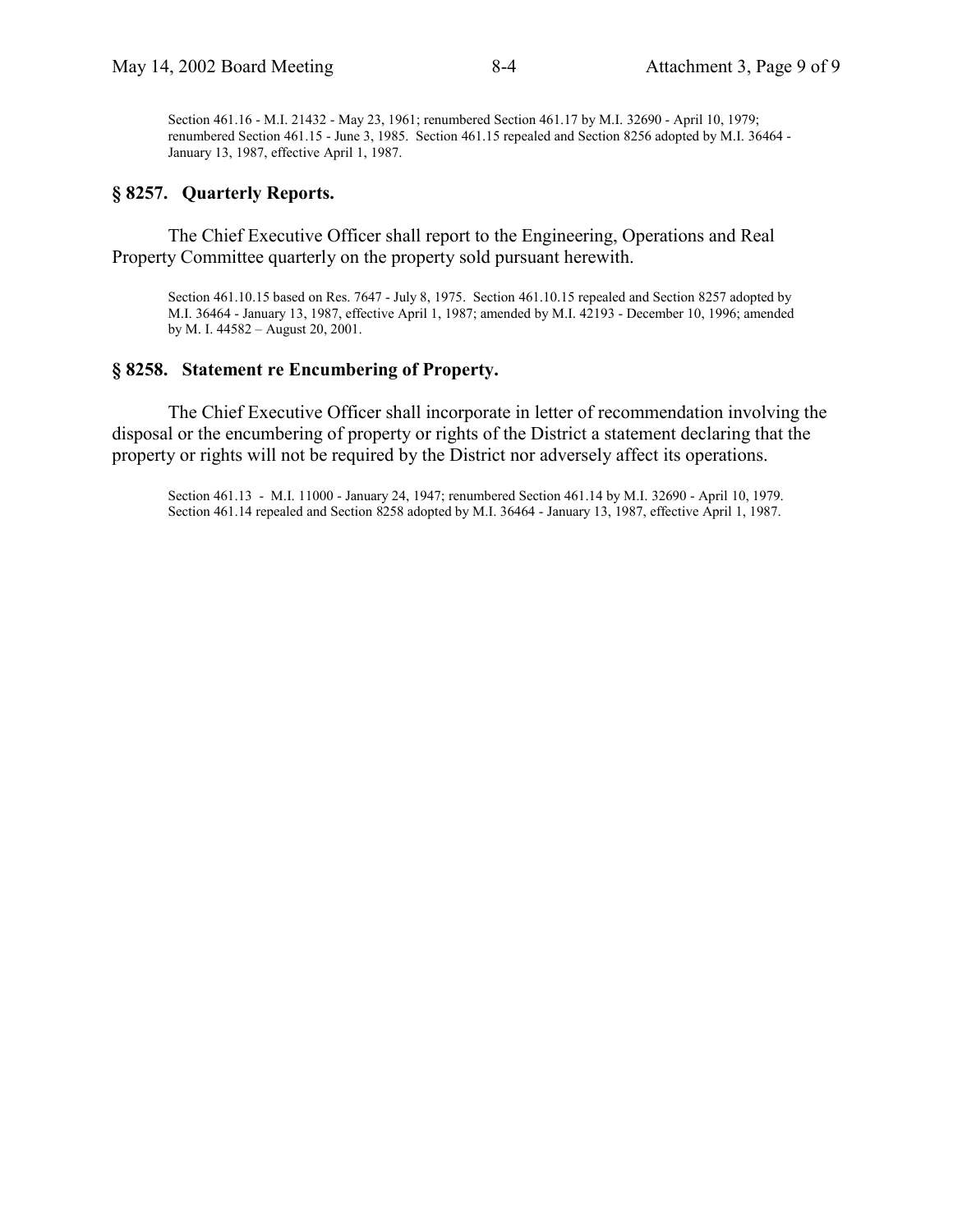Section 461.16 - M.I. 21432 - May 23, 1961; renumbered Section 461.17 by M.I. 32690 - April 10, 1979; renumbered Section 461.15 - June 3, 1985. Section 461.15 repealed and Section 8256 adopted by M.I. 36464 - January 13, 1987, effective April 1, 1987.

## § 8257. Quarterly Reports.

The Chief Executive Officer shall report to the Engineering, Operations and Real Property Committee quarterly on the property sold pursuant herewith.

Section 461.10.15 based on Res. 7647 - July 8, 1975. Section 461.10.15 repealed and Section 8257 adopted by M.I. 36464 - January 13, 1987, effective April 1, 1987; amended by M.I. 42193 - December 10, 1996; amended by M. I. 44582 – August 20, 2001.

## § 8258. Statement re Encumbering of Property.

The Chief Executive Officer shall incorporate in letter of recommendation involving the disposal or the encumbering of property or rights of the District a statement declaring that the property or rights will not be required by the District nor adversely affect its operations.

Section 461.13 - M.I. 11000 - January 24, 1947; renumbered Section 461.14 by M.I. 32690 - April 10, 1979. Section 461.14 repealed and Section 8258 adopted by M.I. 36464 - January 13, 1987, effective April 1, 1987.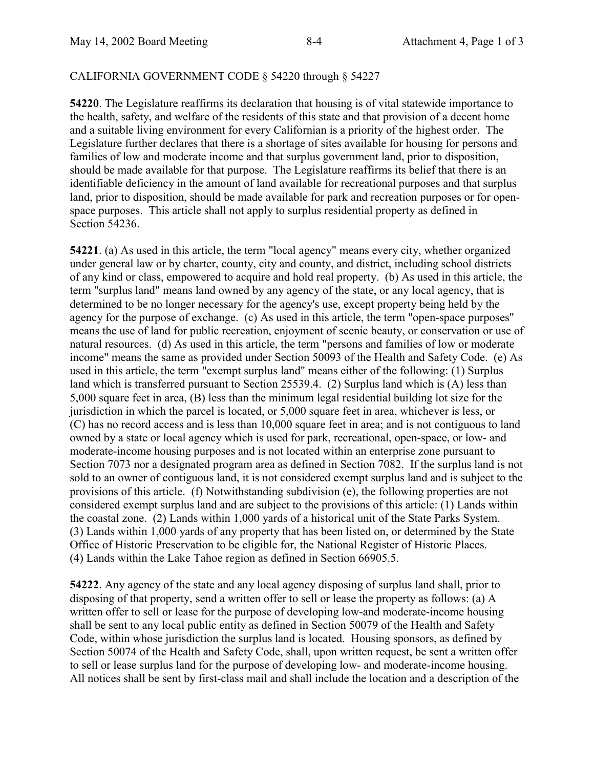CALIFORNIA GOVERNMENT CODE § 54220 through § 54227

**54220**. The Legislature reaffirms its declaration that housing is of vital statewide importance to the health, safety, and welfare of the residents of this state and that provision of a decent home and a suitable living environment for every Californian is a priority of the highest order. The Legislature further declares that there is a shortage of sites available for housing for persons and families of low and moderate income and that surplus government land, prior to disposition, should be made available for that purpose. The Legislature reaffirms its belief that there is an identifiable deficiency in the amount of land available for recreational purposes and that surplus land, prior to disposition, should be made available for park and recreation purposes or for open-space purposes. This article shall not apply to surplus residential property as defined in Section 54236.

**54221**. (a) As used in this article, the term "local agency" means every city, whether organized under general law or by charter, county, city and county, and district, including school districts of any kind or class, empowered to acquire and hold real property. (b) As used in this article, the term "surplus land" means land owned by any agency of the state, or any local agency, that is determined to be no longer necessary for the agency's use, except property being held by the agency for the purpose of exchange. (c) As used in this article, the term "open-space purposes" means the use of land for public recreation, enjoyment of scenic beauty, or conservation or use of natural resources. (d) As used in this article, the term "persons and families of low or moderate income" means the same as provided under Section 50093 of the Health and Safety Code. (e) As used in this article, the term "exempt surplus land" means either of the following: (1) Surplus land which is transferred pursuant to Section 25539.4. (2) Surplus land which is (A) less than 5,000 square feet in area, (B) less than the minimum legal residential building lot size for the jurisdiction in which the parcel is located, or 5,000 square feet in area, whichever is less, or (C) has no record access and is less than 10,000 square feet in area; and is not contiguous to land owned by a state or local agency which is used for park, recreational, open-space, or low- and moderate-income housing purposes and is not located within an enterprise zone pursuant to Section 7073 nor a designated program area as defined in Section 7082. If the surplus land is not sold to an owner of contiguous land, it is not considered exempt surplus land and is subject to the provisions of this article. (f) Notwithstanding subdivision (e), the following properties are not considered exempt surplus land and are subject to the provisions of this article: (1) Lands within the coastal zone. (2) Lands within 1,000 yards of a historical unit of the State Parks System. (3) Lands within 1,000 yards of any property that has been listed on, or determined by the State Office of Historic Preservation to be eligible for, the National Register of Historic Places. (4) Lands within the Lake Tahoe region as defined in Section 66905.5.

**54222**. Any agency of the state and any local agency disposing of surplus land shall, prior to disposing of that property, send a written offer to sell or lease the property as follows: (a) A written offer to sell or lease for the purpose of developing low-and moderate-income housing shall be sent to any local public entity as defined in Section 50079 of the Health and Safety Code, within whose jurisdiction the surplus land is located. Housing sponsors, as defined by Section 50074 of the Health and Safety Code, shall, upon written request, be sent a written offer to sell or lease surplus land for the purpose of developing low- and moderate-income housing. All notices shall be sent by first-class mail and shall include the location and a description of the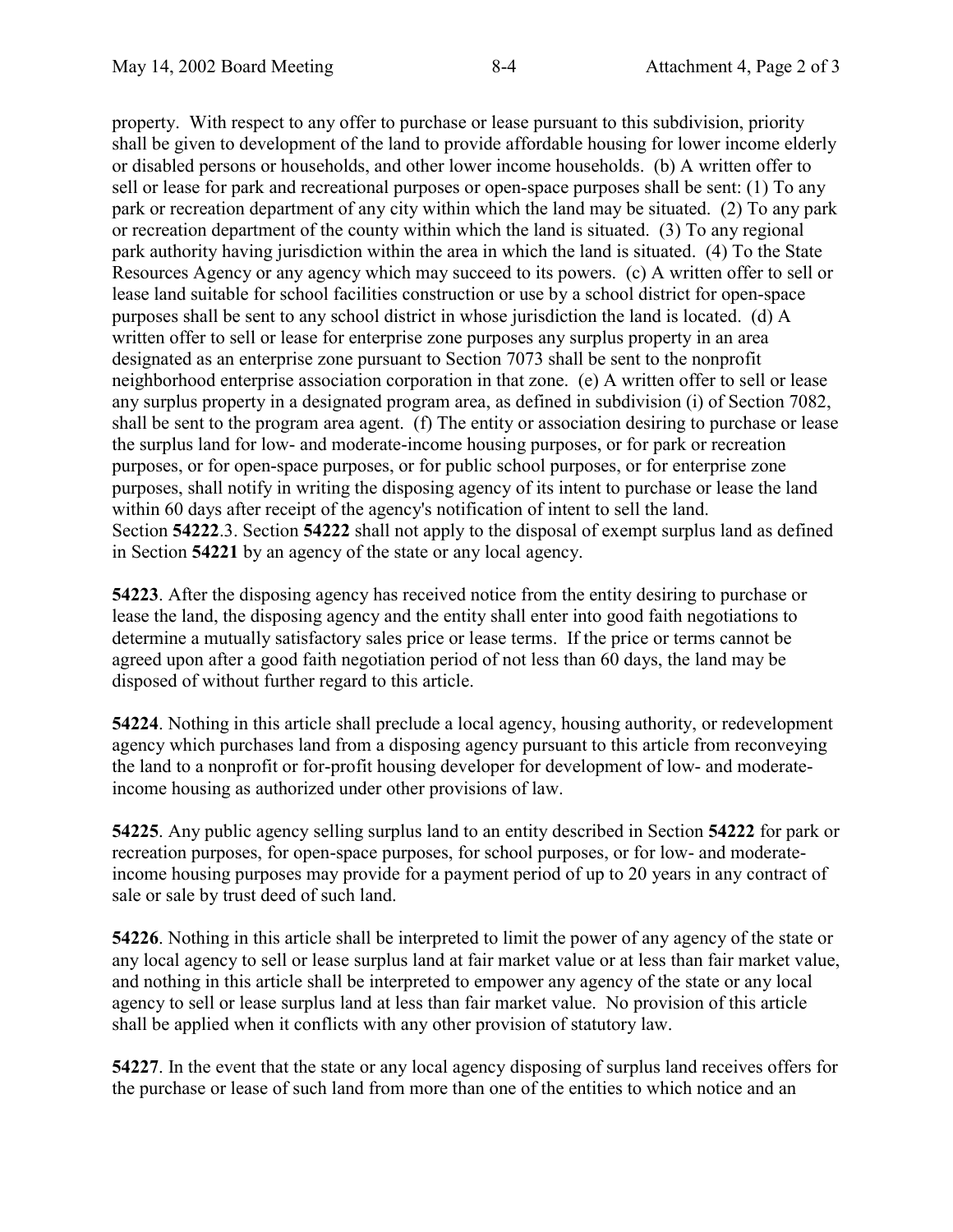property. With respect to any offer to purchase or lease pursuant to this subdivision, priority shall be given to development of the land to provide affordable housing for lower income elderly or disabled persons or households, and other lower income households. (b) A written offer to sell or lease for park and recreational purposes or open-space purposes shall be sent: (1) To any park or recreation department of any city within which the land may be situated. (2) To any park or recreation department of the county within which the land is situated. (3) To any regional park authority having jurisdiction within the area in which the land is situated. (4) To the State Resources Agency or any agency which may succeed to its powers. (c) A written offer to sell or lease land suitable for school facilities construction or use by a school district for open-space purposes shall be sent to any school district in whose jurisdiction the land is located. (d) A written offer to sell or lease for enterprise zone purposes any surplus property in an area designated as an enterprise zone pursuant to Section 7073 shall be sent to the nonprofit neighborhood enterprise association corporation in that zone. (e) A written offer to sell or lease any surplus property in a designated program area, as defined in subdivision (i) of Section 7082, shall be sent to the program area agent. (f) The entity or association desiring to purchase or lease the surplus land for low- and moderate-income housing purposes, or for park or recreation purposes, or for open-space purposes, or for public school purposes, or for enterprise zone purposes, shall notify in writing the disposing agency of its intent to purchase or lease the land within 60 days after receipt of the agency's notification of intent to sell the land.
Section **54222**.3. Section **54222** shall not apply to the disposal of exempt surplus land as defined in Section **54221** by an agency of the state or any local agency.

**54223**. After the disposing agency has received notice from the entity desiring to purchase or lease the land, the disposing agency and the entity shall enter into good faith negotiations to determine a mutually satisfactory sales price or lease terms. If the price or terms cannot be agreed upon after a good faith negotiation period of not less than 60 days, the land may be disposed of without further regard to this article.

**54224**. Nothing in this article shall preclude a local agency, housing authority, or redevelopment agency which purchases land from a disposing agency pursuant to this article from reconveying the land to a nonprofit or for-profit housing developer for development of low- and moderate-income housing as authorized under other provisions of law.

**54225**. Any public agency selling surplus land to an entity described in Section **54222** for park or recreation purposes, for open-space purposes, for school purposes, or for low- and moderate-income housing purposes may provide for a payment period of up to 20 years in any contract of sale or sale by trust deed of such land.

**54226**. Nothing in this article shall be interpreted to limit the power of any agency of the state or any local agency to sell or lease surplus land at fair market value or at less than fair market value, and nothing in this article shall be interpreted to empower any agency of the state or any local agency to sell or lease surplus land at less than fair market value. No provision of this article shall be applied when it conflicts with any other provision of statutory law.

**54227**. In the event that the state or any local agency disposing of surplus land receives offers for the purchase or lease of such land from more than one of the entities to which notice and an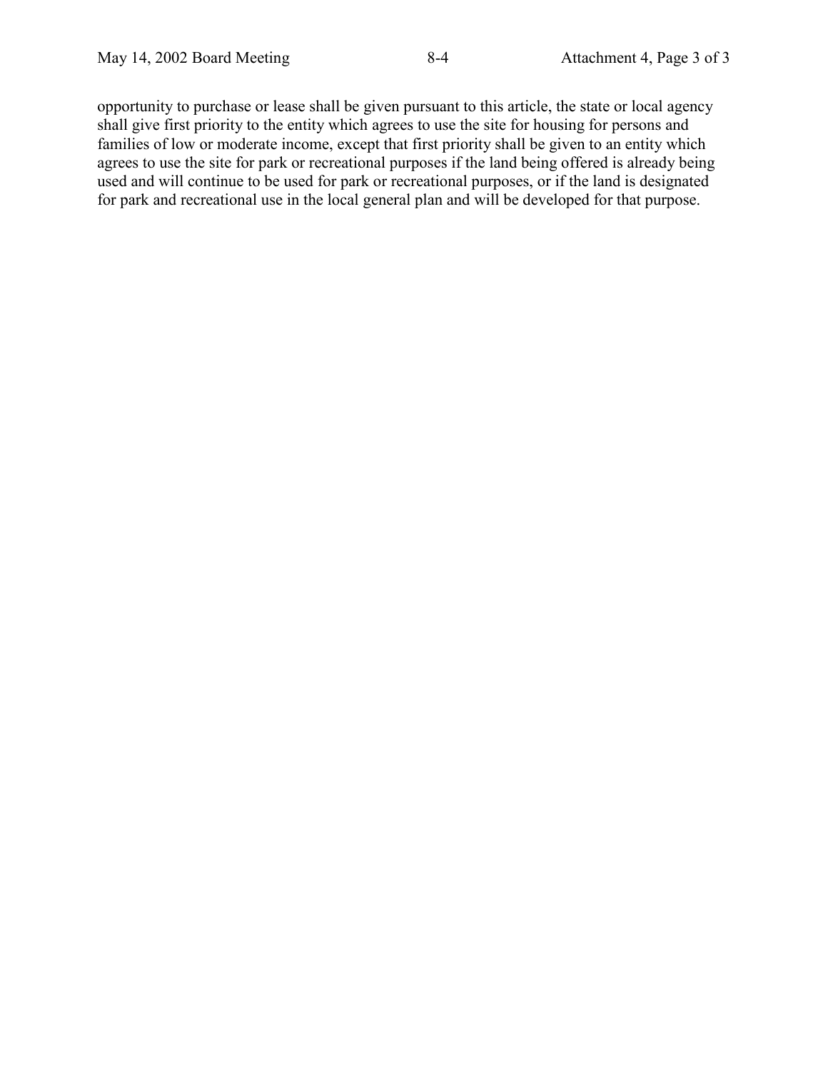opportunity to purchase or lease shall be given pursuant to this article, the state or local agency shall give first priority to the entity which agrees to use the site for housing for persons and families of low or moderate income, except that first priority shall be given to an entity which agrees to use the site for park or recreational purposes if the land being offered is already being used and will continue to be used for park or recreational purposes, or if the land is designated for park and recreational use in the local general plan and will be developed for that purpose.